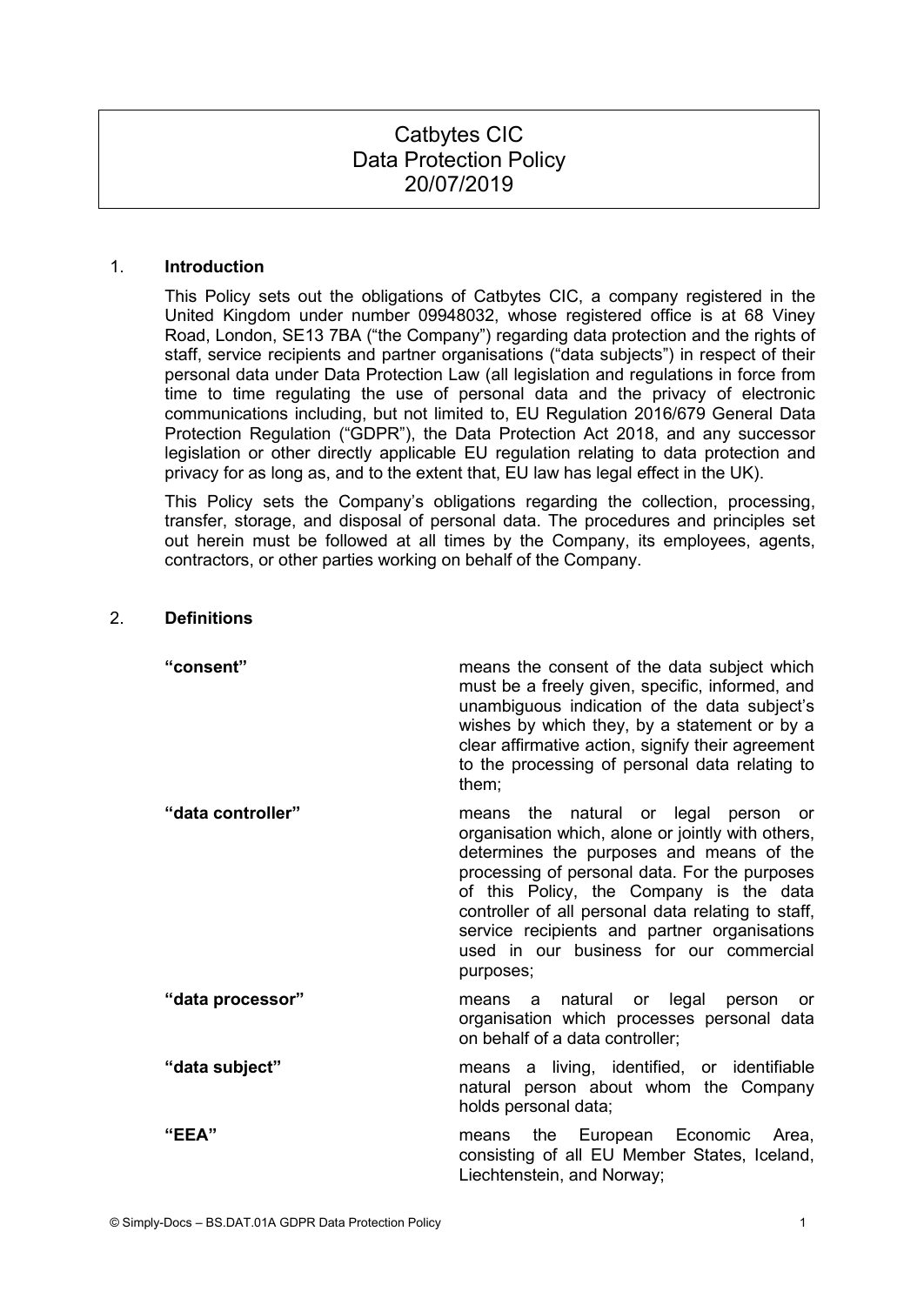# Catbytes CIC
# Data Protection Policy
# 20/07/2019

## 1. Introduction

This Policy sets out the obligations of Catbytes CIC, a company registered in the United Kingdom under number 09948032, whose registered office is at 68 Viney Road, London, SE13 7BA ("the Company") regarding data protection and the rights of staff, service recipients and partner organisations ("data subjects") in respect of their personal data under Data Protection Law (all legislation and regulations in force from time to time regulating the use of personal data and the privacy of electronic communications including, but not limited to, EU Regulation 2016/679 General Data Protection Regulation ("GDPR"), the Data Protection Act 2018, and any successor legislation or other directly applicable EU regulation relating to data protection and privacy for as long as, and to the extent that, EU law has legal effect in the UK).

This Policy sets the Company's obligations regarding the collection, processing, transfer, storage, and disposal of personal data. The procedures and principles set out herein must be followed at all times by the Company, its employees, agents, contractors, or other parties working on behalf of the Company.

## 2. Definitions

| Term | Definition |
|---|---|
| **"consent"** | means the consent of the data subject which must be a freely given, specific, informed, and unambiguous indication of the data subject's wishes by which they, by a statement or by a clear affirmative action, signify their agreement to the processing of personal data relating to them; |
| **"data controller"** | means the natural or legal person or organisation which, alone or jointly with others, determines the purposes and means of the processing of personal data. For the purposes of this Policy, the Company is the data controller of all personal data relating to staff, service recipients and partner organisations used in our business for our commercial purposes; |
| **"data processor"** | means a natural or legal person or organisation which processes personal data on behalf of a data controller; |
| **"data subject"** | means a living, identified, or identifiable natural person about whom the Company holds personal data; |
| **"EEA"** | means the European Economic Area, consisting of all EU Member States, Iceland, Liechtenstein, and Norway; |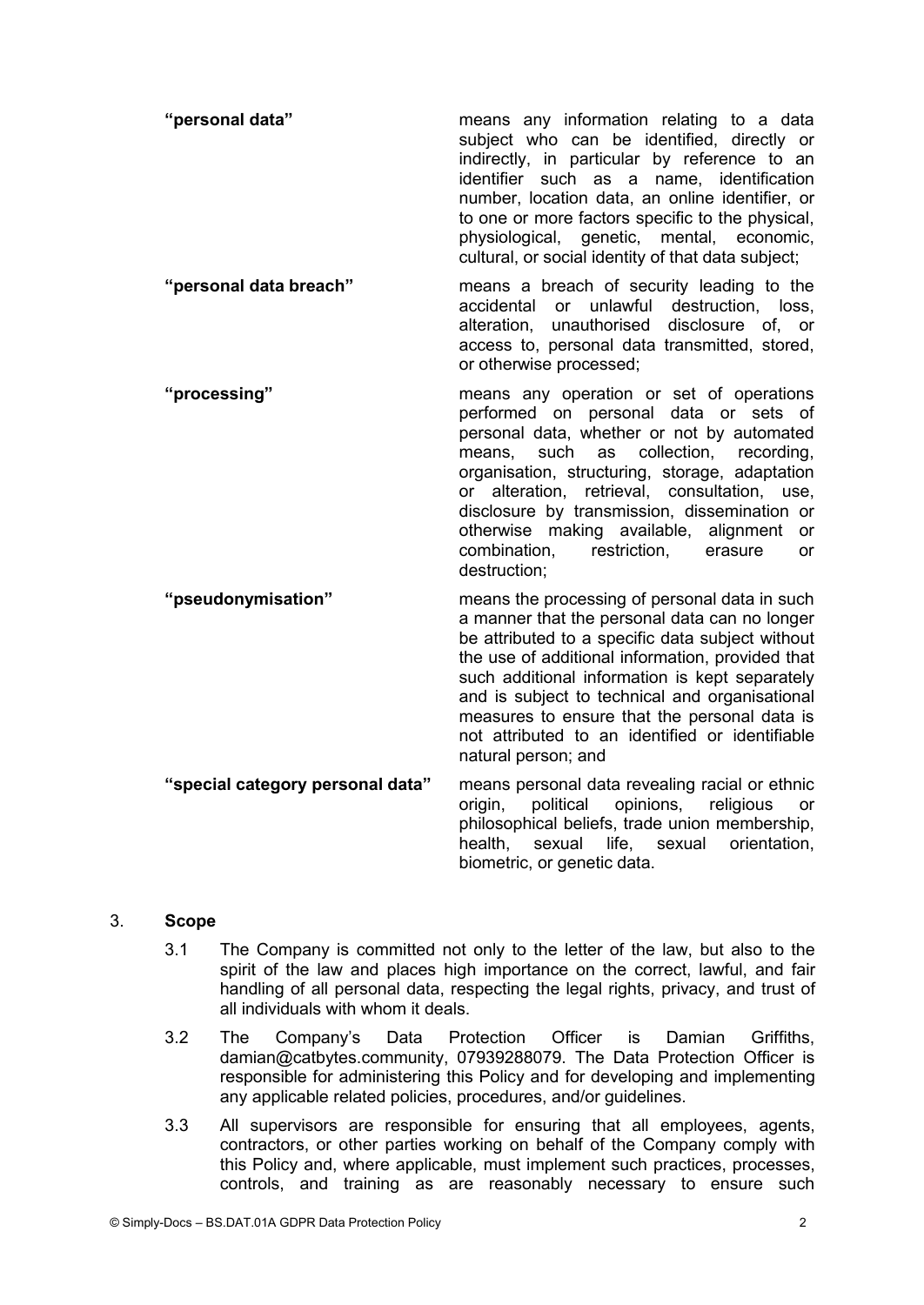**"personal data"** means any information relating to a data subject who can be identified, directly or indirectly, in particular by reference to an identifier such as a name, identification number, location data, an online identifier, or to one or more factors specific to the physical, physiological, genetic, mental, economic, cultural, or social identity of that data subject;

**"personal data breach"** means a breach of security leading to the accidental or unlawful destruction, loss, alteration, unauthorised disclosure of, or access to, personal data transmitted, stored, or otherwise processed;

**"processing"** means any operation or set of operations performed on personal data or sets of personal data, whether or not by automated means, such as collection, recording, organisation, structuring, storage, adaptation or alteration, retrieval, consultation, use, disclosure by transmission, dissemination or otherwise making available, alignment or combination, restriction, erasure or destruction;

**"pseudonymisation"** means the processing of personal data in such a manner that the personal data can no longer be attributed to a specific data subject without the use of additional information, provided that such additional information is kept separately and is subject to technical and organisational measures to ensure that the personal data is not attributed to an identified or identifiable natural person; and

**"special category personal data"** means personal data revealing racial or ethnic origin, political opinions, religious or philosophical beliefs, trade union membership, health, sexual life, sexual orientation, biometric, or genetic data.

## 3. Scope

3.1 The Company is committed not only to the letter of the law, but also to the spirit of the law and places high importance on the correct, lawful, and fair handling of all personal data, respecting the legal rights, privacy, and trust of all individuals with whom it deals.

3.2 The Company's Data Protection Officer is Damian Griffiths, damian@catbytes.community, 07939288079. The Data Protection Officer is responsible for administering this Policy and for developing and implementing any applicable related policies, procedures, and/or guidelines.

3.3 All supervisors are responsible for ensuring that all employees, agents, contractors, or other parties working on behalf of the Company comply with this Policy and, where applicable, must implement such practices, processes, controls, and training as are reasonably necessary to ensure such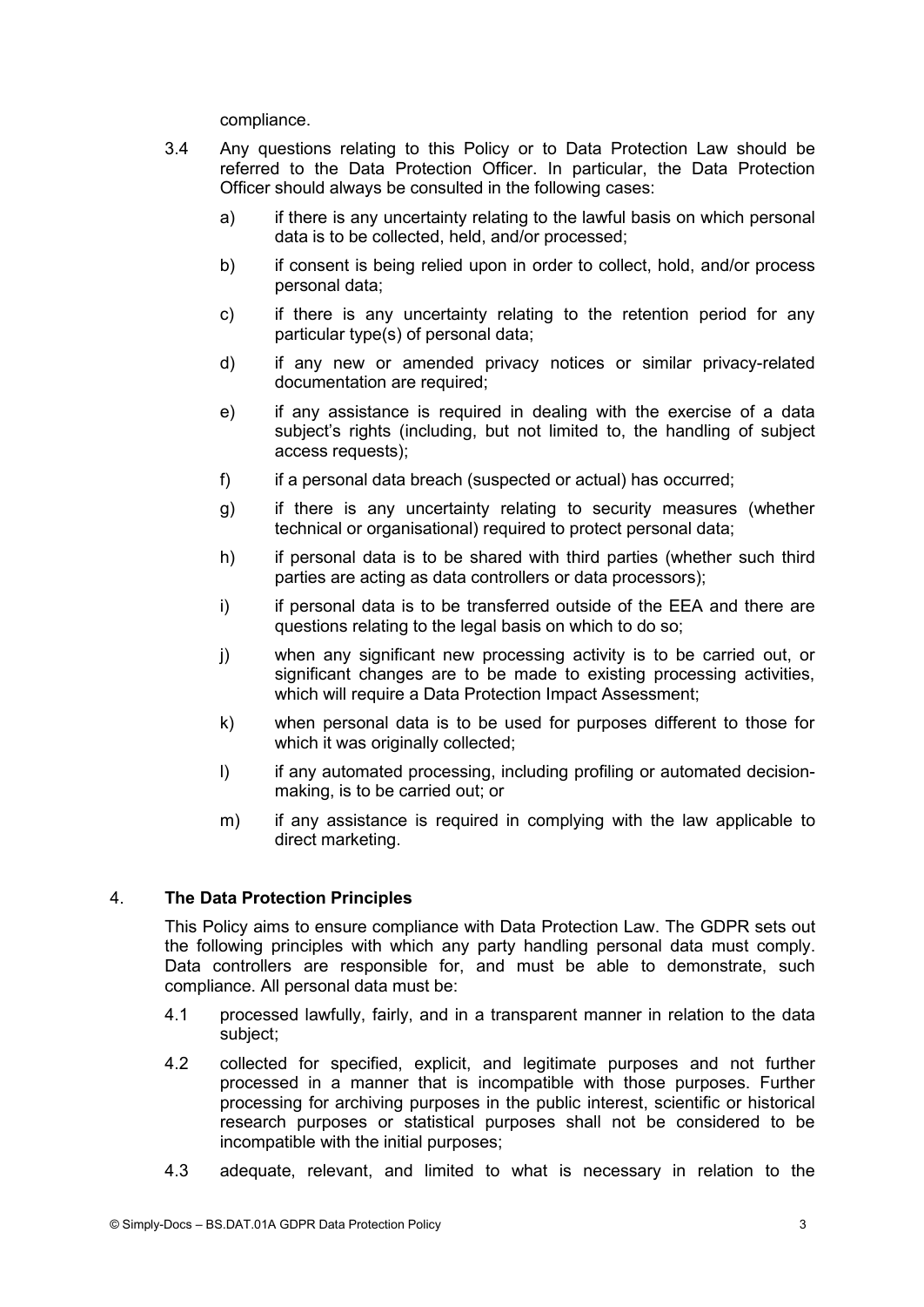compliance.

3.4 Any questions relating to this Policy or to Data Protection Law should be referred to the Data Protection Officer. In particular, the Data Protection Officer should always be consulted in the following cases:

a) if there is any uncertainty relating to the lawful basis on which personal data is to be collected, held, and/or processed;

b) if consent is being relied upon in order to collect, hold, and/or process personal data;

c) if there is any uncertainty relating to the retention period for any particular type(s) of personal data;

d) if any new or amended privacy notices or similar privacy-related documentation are required;

e) if any assistance is required in dealing with the exercise of a data subject's rights (including, but not limited to, the handling of subject access requests);

f) if a personal data breach (suspected or actual) has occurred;

g) if there is any uncertainty relating to security measures (whether technical or organisational) required to protect personal data;

h) if personal data is to be shared with third parties (whether such third parties are acting as data controllers or data processors);

i) if personal data is to be transferred outside of the EEA and there are questions relating to the legal basis on which to do so;

j) when any significant new processing activity is to be carried out, or significant changes are to be made to existing processing activities, which will require a Data Protection Impact Assessment;

k) when personal data is to be used for purposes different to those for which it was originally collected;

l) if any automated processing, including profiling or automated decision-making, is to be carried out; or

m) if any assistance is required in complying with the law applicable to direct marketing.

## 4. The Data Protection Principles

This Policy aims to ensure compliance with Data Protection Law. The GDPR sets out the following principles with which any party handling personal data must comply. Data controllers are responsible for, and must be able to demonstrate, such compliance. All personal data must be:

4.1 processed lawfully, fairly, and in a transparent manner in relation to the data subject;

4.2 collected for specified, explicit, and legitimate purposes and not further processed in a manner that is incompatible with those purposes. Further processing for archiving purposes in the public interest, scientific or historical research purposes or statistical purposes shall not be considered to be incompatible with the initial purposes;

4.3 adequate, relevant, and limited to what is necessary in relation to the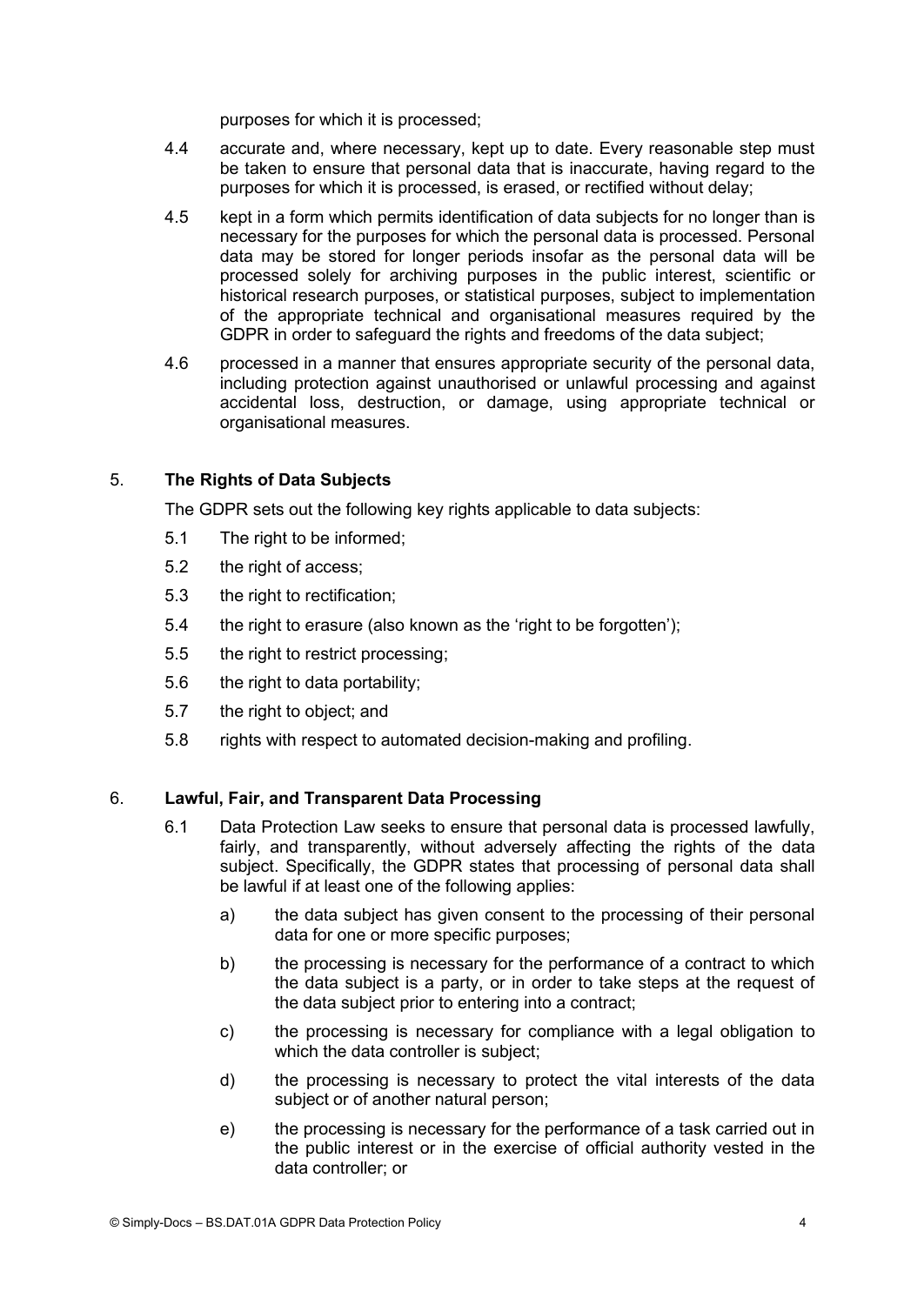purposes for which it is processed;

4.4 accurate and, where necessary, kept up to date. Every reasonable step must be taken to ensure that personal data that is inaccurate, having regard to the purposes for which it is processed, is erased, or rectified without delay;

4.5 kept in a form which permits identification of data subjects for no longer than is necessary for the purposes for which the personal data is processed. Personal data may be stored for longer periods insofar as the personal data will be processed solely for archiving purposes in the public interest, scientific or historical research purposes, or statistical purposes, subject to implementation of the appropriate technical and organisational measures required by the GDPR in order to safeguard the rights and freedoms of the data subject;

4.6 processed in a manner that ensures appropriate security of the personal data, including protection against unauthorised or unlawful processing and against accidental loss, destruction, or damage, using appropriate technical or organisational measures.

## 5. **The Rights of Data Subjects**

The GDPR sets out the following key rights applicable to data subjects:

5.1 The right to be informed;

5.2 the right of access;

5.3 the right to rectification;

5.4 the right to erasure (also known as the 'right to be forgotten');

5.5 the right to restrict processing;

5.6 the right to data portability;

5.7 the right to object; and

5.8 rights with respect to automated decision-making and profiling.

## 6. **Lawful, Fair, and Transparent Data Processing**

6.1 Data Protection Law seeks to ensure that personal data is processed lawfully, fairly, and transparently, without adversely affecting the rights of the data subject. Specifically, the GDPR states that processing of personal data shall be lawful if at least one of the following applies:

a) the data subject has given consent to the processing of their personal data for one or more specific purposes;

b) the processing is necessary for the performance of a contract to which the data subject is a party, or in order to take steps at the request of the data subject prior to entering into a contract;

c) the processing is necessary for compliance with a legal obligation to which the data controller is subject;

d) the processing is necessary to protect the vital interests of the data subject or of another natural person;

e) the processing is necessary for the performance of a task carried out in the public interest or in the exercise of official authority vested in the data controller; or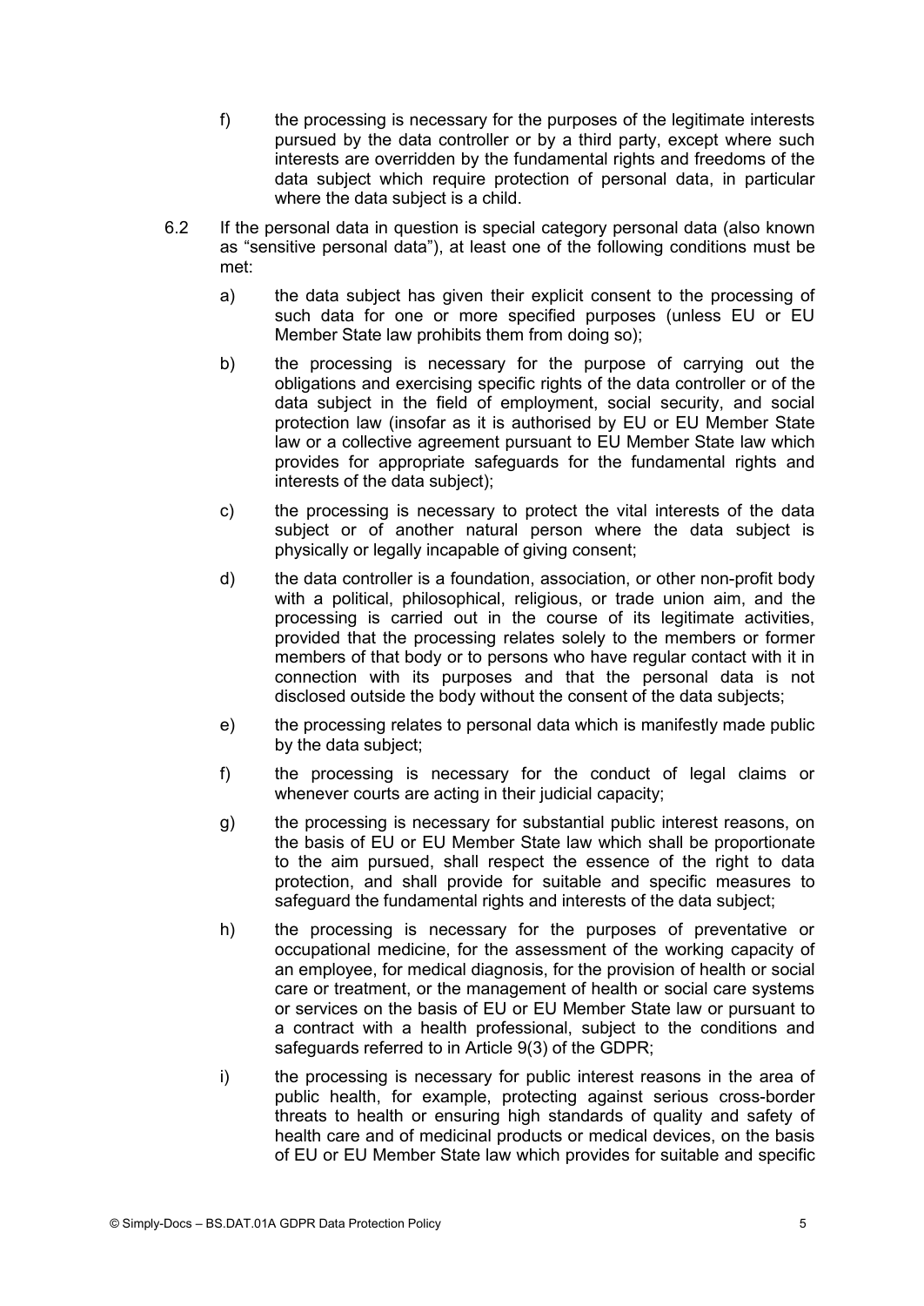f) the processing is necessary for the purposes of the legitimate interests pursued by the data controller or by a third party, except where such interests are overridden by the fundamental rights and freedoms of the data subject which require protection of personal data, in particular where the data subject is a child.

6.2 If the personal data in question is special category personal data (also known as "sensitive personal data"), at least one of the following conditions must be met:

a) the data subject has given their explicit consent to the processing of such data for one or more specified purposes (unless EU or EU Member State law prohibits them from doing so);

b) the processing is necessary for the purpose of carrying out the obligations and exercising specific rights of the data controller or of the data subject in the field of employment, social security, and social protection law (insofar as it is authorised by EU or EU Member State law or a collective agreement pursuant to EU Member State law which provides for appropriate safeguards for the fundamental rights and interests of the data subject);

c) the processing is necessary to protect the vital interests of the data subject or of another natural person where the data subject is physically or legally incapable of giving consent;

d) the data controller is a foundation, association, or other non-profit body with a political, philosophical, religious, or trade union aim, and the processing is carried out in the course of its legitimate activities, provided that the processing relates solely to the members or former members of that body or to persons who have regular contact with it in connection with its purposes and that the personal data is not disclosed outside the body without the consent of the data subjects;

e) the processing relates to personal data which is manifestly made public by the data subject;

f) the processing is necessary for the conduct of legal claims or whenever courts are acting in their judicial capacity;

g) the processing is necessary for substantial public interest reasons, on the basis of EU or EU Member State law which shall be proportionate to the aim pursued, shall respect the essence of the right to data protection, and shall provide for suitable and specific measures to safeguard the fundamental rights and interests of the data subject;

h) the processing is necessary for the purposes of preventative or occupational medicine, for the assessment of the working capacity of an employee, for medical diagnosis, for the provision of health or social care or treatment, or the management of health or social care systems or services on the basis of EU or EU Member State law or pursuant to a contract with a health professional, subject to the conditions and safeguards referred to in Article 9(3) of the GDPR;

i) the processing is necessary for public interest reasons in the area of public health, for example, protecting against serious cross-border threats to health or ensuring high standards of quality and safety of health care and of medicinal products or medical devices, on the basis of EU or EU Member State law which provides for suitable and specific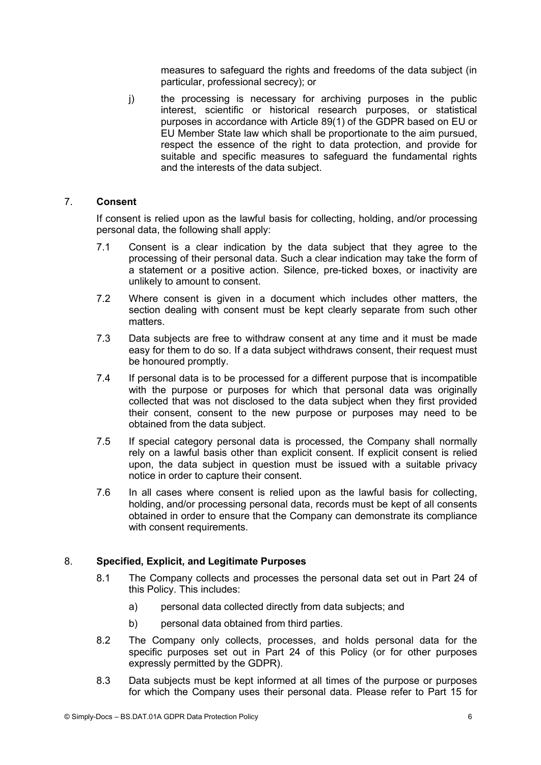measures to safeguard the rights and freedoms of the data subject (in particular, professional secrecy); or

j) the processing is necessary for archiving purposes in the public interest, scientific or historical research purposes, or statistical purposes in accordance with Article 89(1) of the GDPR based on EU or EU Member State law which shall be proportionate to the aim pursued, respect the essence of the right to data protection, and provide for suitable and specific measures to safeguard the fundamental rights and the interests of the data subject.

## 7. Consent

If consent is relied upon as the lawful basis for collecting, holding, and/or processing personal data, the following shall apply:

7.1 Consent is a clear indication by the data subject that they agree to the processing of their personal data. Such a clear indication may take the form of a statement or a positive action. Silence, pre-ticked boxes, or inactivity are unlikely to amount to consent.

7.2 Where consent is given in a document which includes other matters, the section dealing with consent must be kept clearly separate from such other matters.

7.3 Data subjects are free to withdraw consent at any time and it must be made easy for them to do so. If a data subject withdraws consent, their request must be honoured promptly.

7.4 If personal data is to be processed for a different purpose that is incompatible with the purpose or purposes for which that personal data was originally collected that was not disclosed to the data subject when they first provided their consent, consent to the new purpose or purposes may need to be obtained from the data subject.

7.5 If special category personal data is processed, the Company shall normally rely on a lawful basis other than explicit consent. If explicit consent is relied upon, the data subject in question must be issued with a suitable privacy notice in order to capture their consent.

7.6 In all cases where consent is relied upon as the lawful basis for collecting, holding, and/or processing personal data, records must be kept of all consents obtained in order to ensure that the Company can demonstrate its compliance with consent requirements.

## 8. Specified, Explicit, and Legitimate Purposes

8.1 The Company collects and processes the personal data set out in Part 24 of this Policy. This includes:

a) personal data collected directly from data subjects; and

b) personal data obtained from third parties.

8.2 The Company only collects, processes, and holds personal data for the specific purposes set out in Part 24 of this Policy (or for other purposes expressly permitted by the GDPR).

8.3 Data subjects must be kept informed at all times of the purpose or purposes for which the Company uses their personal data. Please refer to Part 15 for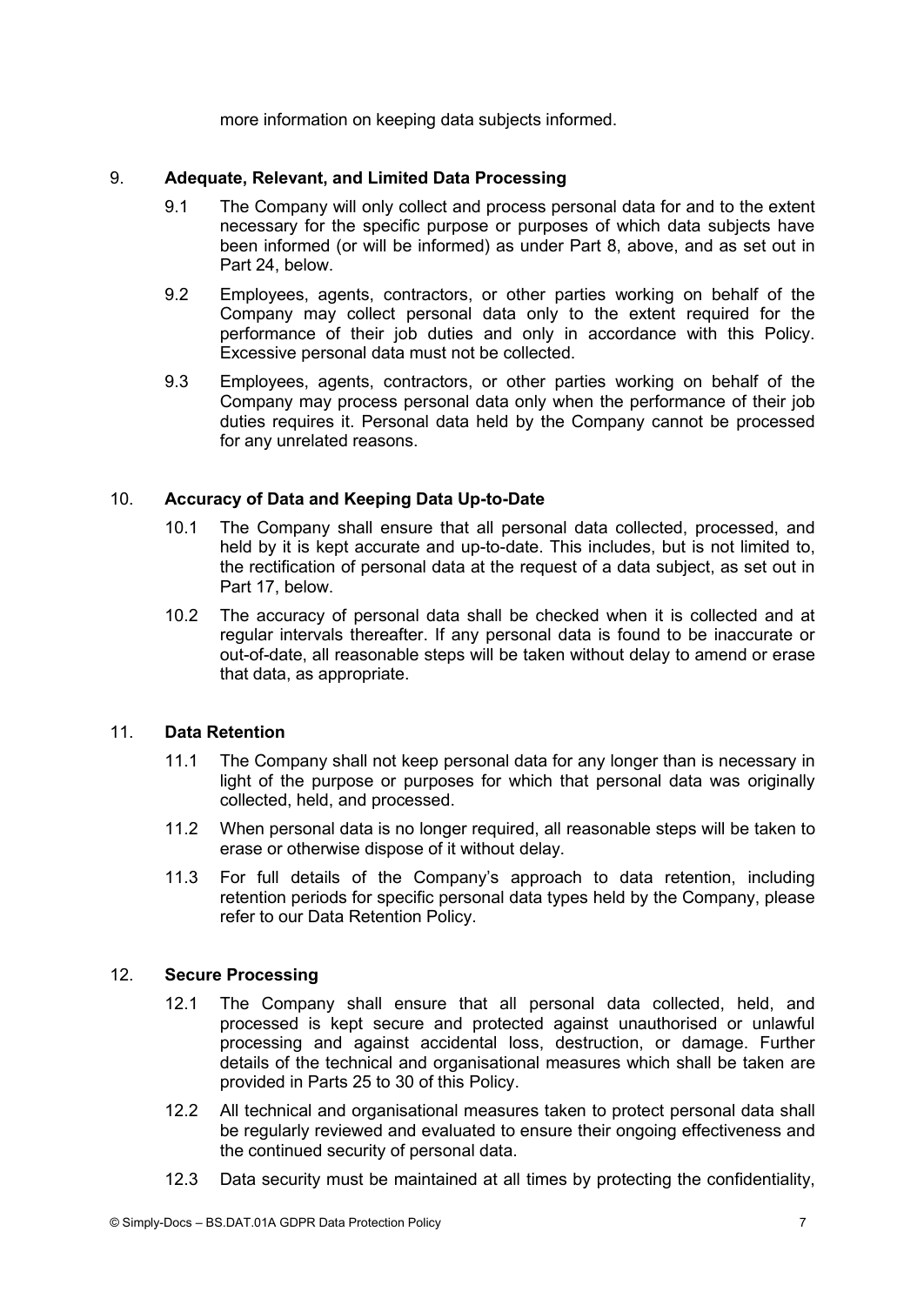more information on keeping data subjects informed.

## 9. Adequate, Relevant, and Limited Data Processing

9.1 The Company will only collect and process personal data for and to the extent necessary for the specific purpose or purposes of which data subjects have been informed (or will be informed) as under Part 8, above, and as set out in Part 24, below.

9.2 Employees, agents, contractors, or other parties working on behalf of the Company may collect personal data only to the extent required for the performance of their job duties and only in accordance with this Policy. Excessive personal data must not be collected.

9.3 Employees, agents, contractors, or other parties working on behalf of the Company may process personal data only when the performance of their job duties requires it. Personal data held by the Company cannot be processed for any unrelated reasons.

## 10. Accuracy of Data and Keeping Data Up-to-Date

10.1 The Company shall ensure that all personal data collected, processed, and held by it is kept accurate and up-to-date. This includes, but is not limited to, the rectification of personal data at the request of a data subject, as set out in Part 17, below.

10.2 The accuracy of personal data shall be checked when it is collected and at regular intervals thereafter. If any personal data is found to be inaccurate or out-of-date, all reasonable steps will be taken without delay to amend or erase that data, as appropriate.

## 11. Data Retention

11.1 The Company shall not keep personal data for any longer than is necessary in light of the purpose or purposes for which that personal data was originally collected, held, and processed.

11.2 When personal data is no longer required, all reasonable steps will be taken to erase or otherwise dispose of it without delay.

11.3 For full details of the Company's approach to data retention, including retention periods for specific personal data types held by the Company, please refer to our Data Retention Policy.

## 12. Secure Processing

12.1 The Company shall ensure that all personal data collected, held, and processed is kept secure and protected against unauthorised or unlawful processing and against accidental loss, destruction, or damage. Further details of the technical and organisational measures which shall be taken are provided in Parts 25 to 30 of this Policy.

12.2 All technical and organisational measures taken to protect personal data shall be regularly reviewed and evaluated to ensure their ongoing effectiveness and the continued security of personal data.

12.3 Data security must be maintained at all times by protecting the confidentiality,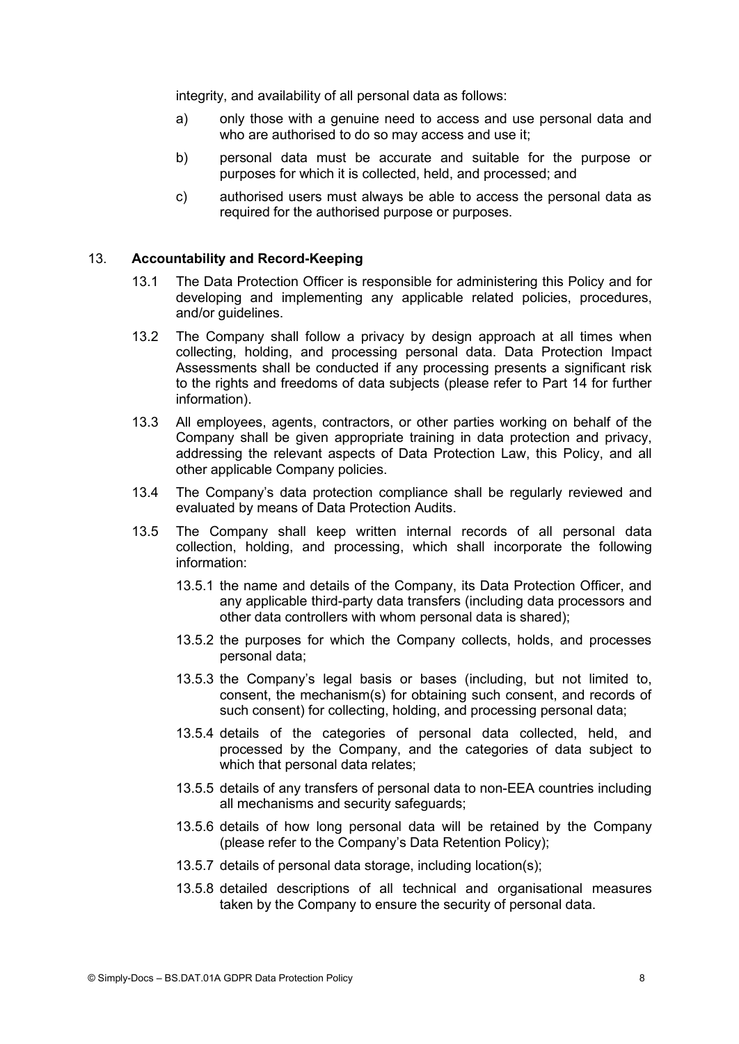integrity, and availability of all personal data as follows:

a) only those with a genuine need to access and use personal data and who are authorised to do so may access and use it;

b) personal data must be accurate and suitable for the purpose or purposes for which it is collected, held, and processed; and

c) authorised users must always be able to access the personal data as required for the authorised purpose or purposes.

## 13. Accountability and Record-Keeping

13.1 The Data Protection Officer is responsible for administering this Policy and for developing and implementing any applicable related policies, procedures, and/or guidelines.

13.2 The Company shall follow a privacy by design approach at all times when collecting, holding, and processing personal data. Data Protection Impact Assessments shall be conducted if any processing presents a significant risk to the rights and freedoms of data subjects (please refer to Part 14 for further information).

13.3 All employees, agents, contractors, or other parties working on behalf of the Company shall be given appropriate training in data protection and privacy, addressing the relevant aspects of Data Protection Law, this Policy, and all other applicable Company policies.

13.4 The Company's data protection compliance shall be regularly reviewed and evaluated by means of Data Protection Audits.

13.5 The Company shall keep written internal records of all personal data collection, holding, and processing, which shall incorporate the following information:

13.5.1 the name and details of the Company, its Data Protection Officer, and any applicable third-party data transfers (including data processors and other data controllers with whom personal data is shared);

13.5.2 the purposes for which the Company collects, holds, and processes personal data;

13.5.3 the Company's legal basis or bases (including, but not limited to, consent, the mechanism(s) for obtaining such consent, and records of such consent) for collecting, holding, and processing personal data;

13.5.4 details of the categories of personal data collected, held, and processed by the Company, and the categories of data subject to which that personal data relates;

13.5.5 details of any transfers of personal data to non-EEA countries including all mechanisms and security safeguards;

13.5.6 details of how long personal data will be retained by the Company (please refer to the Company's Data Retention Policy);

13.5.7 details of personal data storage, including location(s);

13.5.8 detailed descriptions of all technical and organisational measures taken by the Company to ensure the security of personal data.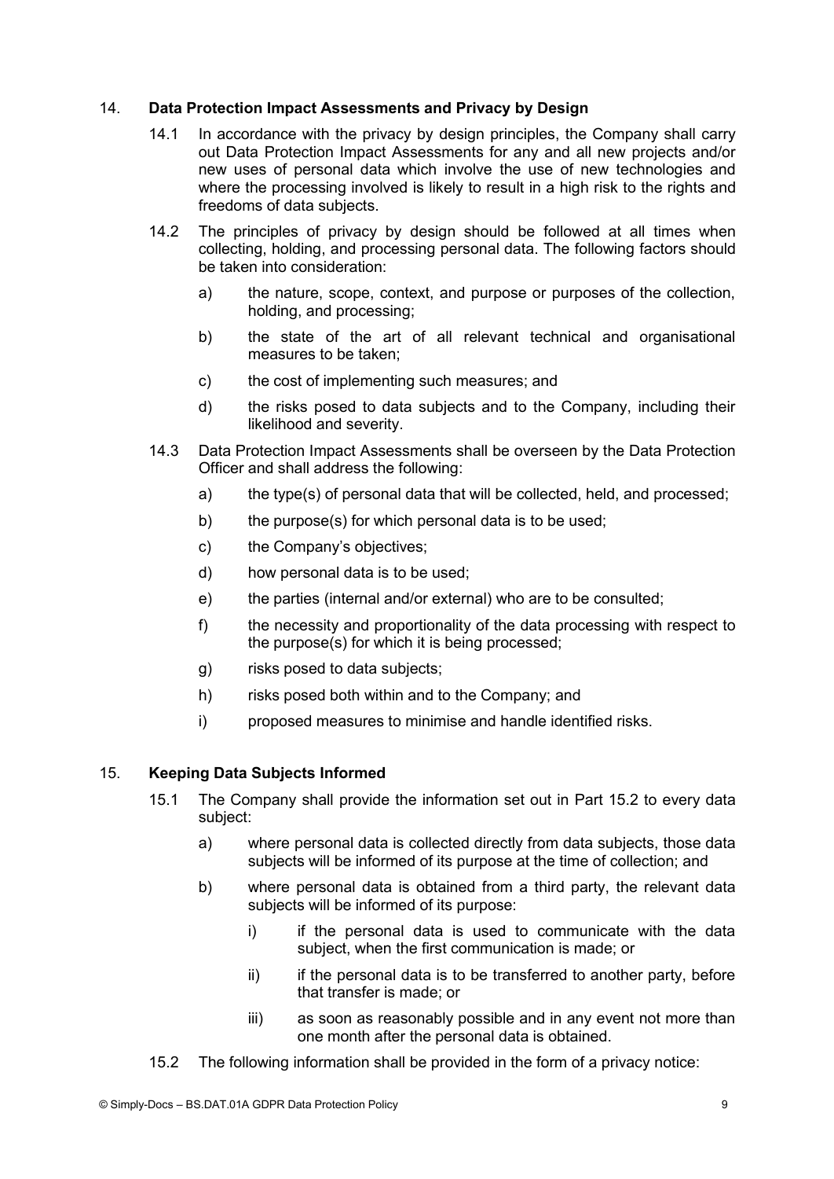## 14. Data Protection Impact Assessments and Privacy by Design

14.1 In accordance with the privacy by design principles, the Company shall carry out Data Protection Impact Assessments for any and all new projects and/or new uses of personal data which involve the use of new technologies and where the processing involved is likely to result in a high risk to the rights and freedoms of data subjects.

14.2 The principles of privacy by design should be followed at all times when collecting, holding, and processing personal data. The following factors should be taken into consideration:

- a) the nature, scope, context, and purpose or purposes of the collection, holding, and processing;
- b) the state of the art of all relevant technical and organisational measures to be taken;
- c) the cost of implementing such measures; and
- d) the risks posed to data subjects and to the Company, including their likelihood and severity.

14.3 Data Protection Impact Assessments shall be overseen by the Data Protection Officer and shall address the following:

- a) the type(s) of personal data that will be collected, held, and processed;
- b) the purpose(s) for which personal data is to be used;
- c) the Company's objectives;
- d) how personal data is to be used;
- e) the parties (internal and/or external) who are to be consulted;
- f) the necessity and proportionality of the data processing with respect to the purpose(s) for which it is being processed;
- g) risks posed to data subjects;
- h) risks posed both within and to the Company; and
- i) proposed measures to minimise and handle identified risks.

## 15. Keeping Data Subjects Informed

15.1 The Company shall provide the information set out in Part 15.2 to every data subject:

- a) where personal data is collected directly from data subjects, those data subjects will be informed of its purpose at the time of collection; and
- b) where personal data is obtained from a third party, the relevant data subjects will be informed of its purpose:
  - i) if the personal data is used to communicate with the data subject, when the first communication is made; or
  - ii) if the personal data is to be transferred to another party, before that transfer is made; or
  - iii) as soon as reasonably possible and in any event not more than one month after the personal data is obtained.

15.2 The following information shall be provided in the form of a privacy notice: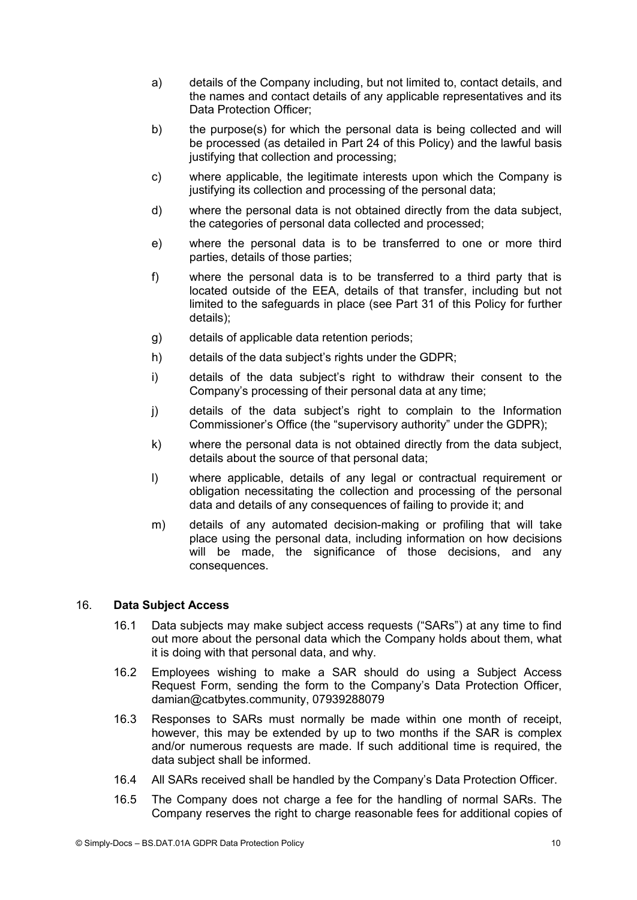a) details of the Company including, but not limited to, contact details, and the names and contact details of any applicable representatives and its Data Protection Officer;

b) the purpose(s) for which the personal data is being collected and will be processed (as detailed in Part 24 of this Policy) and the lawful basis justifying that collection and processing;

c) where applicable, the legitimate interests upon which the Company is justifying its collection and processing of the personal data;

d) where the personal data is not obtained directly from the data subject, the categories of personal data collected and processed;

e) where the personal data is to be transferred to one or more third parties, details of those parties;

f) where the personal data is to be transferred to a third party that is located outside of the EEA, details of that transfer, including but not limited to the safeguards in place (see Part 31 of this Policy for further details);

g) details of applicable data retention periods;

h) details of the data subject's rights under the GDPR;

i) details of the data subject's right to withdraw their consent to the Company's processing of their personal data at any time;

j) details of the data subject's right to complain to the Information Commissioner's Office (the "supervisory authority" under the GDPR);

k) where the personal data is not obtained directly from the data subject, details about the source of that personal data;

l) where applicable, details of any legal or contractual requirement or obligation necessitating the collection and processing of the personal data and details of any consequences of failing to provide it; and

m) details of any automated decision-making or profiling that will take place using the personal data, including information on how decisions will be made, the significance of those decisions, and any consequences.

## 16. **Data Subject Access**

16.1 Data subjects may make subject access requests ("SARs") at any time to find out more about the personal data which the Company holds about them, what it is doing with that personal data, and why.

16.2 Employees wishing to make a SAR should do using a Subject Access Request Form, sending the form to the Company's Data Protection Officer, damian@catbytes.community, 07939288079

16.3 Responses to SARs must normally be made within one month of receipt, however, this may be extended by up to two months if the SAR is complex and/or numerous requests are made. If such additional time is required, the data subject shall be informed.

16.4 All SARs received shall be handled by the Company's Data Protection Officer.

16.5 The Company does not charge a fee for the handling of normal SARs. The Company reserves the right to charge reasonable fees for additional copies of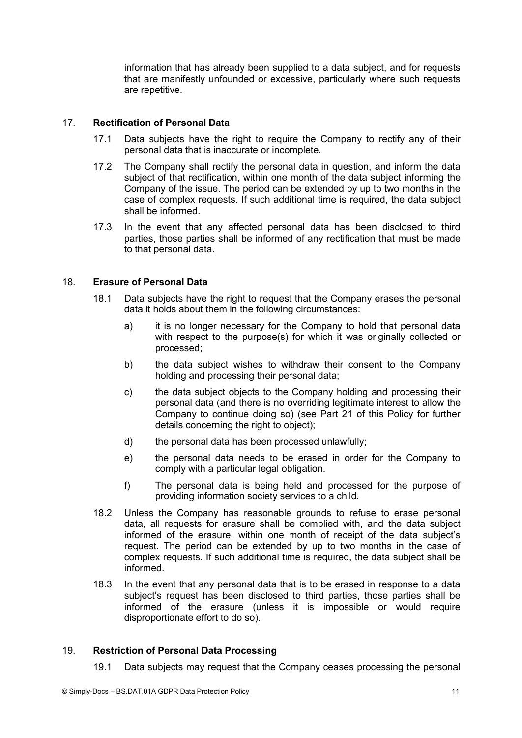information that has already been supplied to a data subject, and for requests that are manifestly unfounded or excessive, particularly where such requests are repetitive.

## 17. Rectification of Personal Data

17.1 Data subjects have the right to require the Company to rectify any of their personal data that is inaccurate or incomplete.

17.2 The Company shall rectify the personal data in question, and inform the data subject of that rectification, within one month of the data subject informing the Company of the issue. The period can be extended by up to two months in the case of complex requests. If such additional time is required, the data subject shall be informed.

17.3 In the event that any affected personal data has been disclosed to third parties, those parties shall be informed of any rectification that must be made to that personal data.

## 18. Erasure of Personal Data

18.1 Data subjects have the right to request that the Company erases the personal data it holds about them in the following circumstances:

a) it is no longer necessary for the Company to hold that personal data with respect to the purpose(s) for which it was originally collected or processed;

b) the data subject wishes to withdraw their consent to the Company holding and processing their personal data;

c) the data subject objects to the Company holding and processing their personal data (and there is no overriding legitimate interest to allow the Company to continue doing so) (see Part 21 of this Policy for further details concerning the right to object);

d) the personal data has been processed unlawfully;

e) the personal data needs to be erased in order for the Company to comply with a particular legal obligation.

f) The personal data is being held and processed for the purpose of providing information society services to a child.

18.2 Unless the Company has reasonable grounds to refuse to erase personal data, all requests for erasure shall be complied with, and the data subject informed of the erasure, within one month of receipt of the data subject's request. The period can be extended by up to two months in the case of complex requests. If such additional time is required, the data subject shall be informed.

18.3 In the event that any personal data that is to be erased in response to a data subject's request has been disclosed to third parties, those parties shall be informed of the erasure (unless it is impossible or would require disproportionate effort to do so).

## 19. Restriction of Personal Data Processing

19.1 Data subjects may request that the Company ceases processing the personal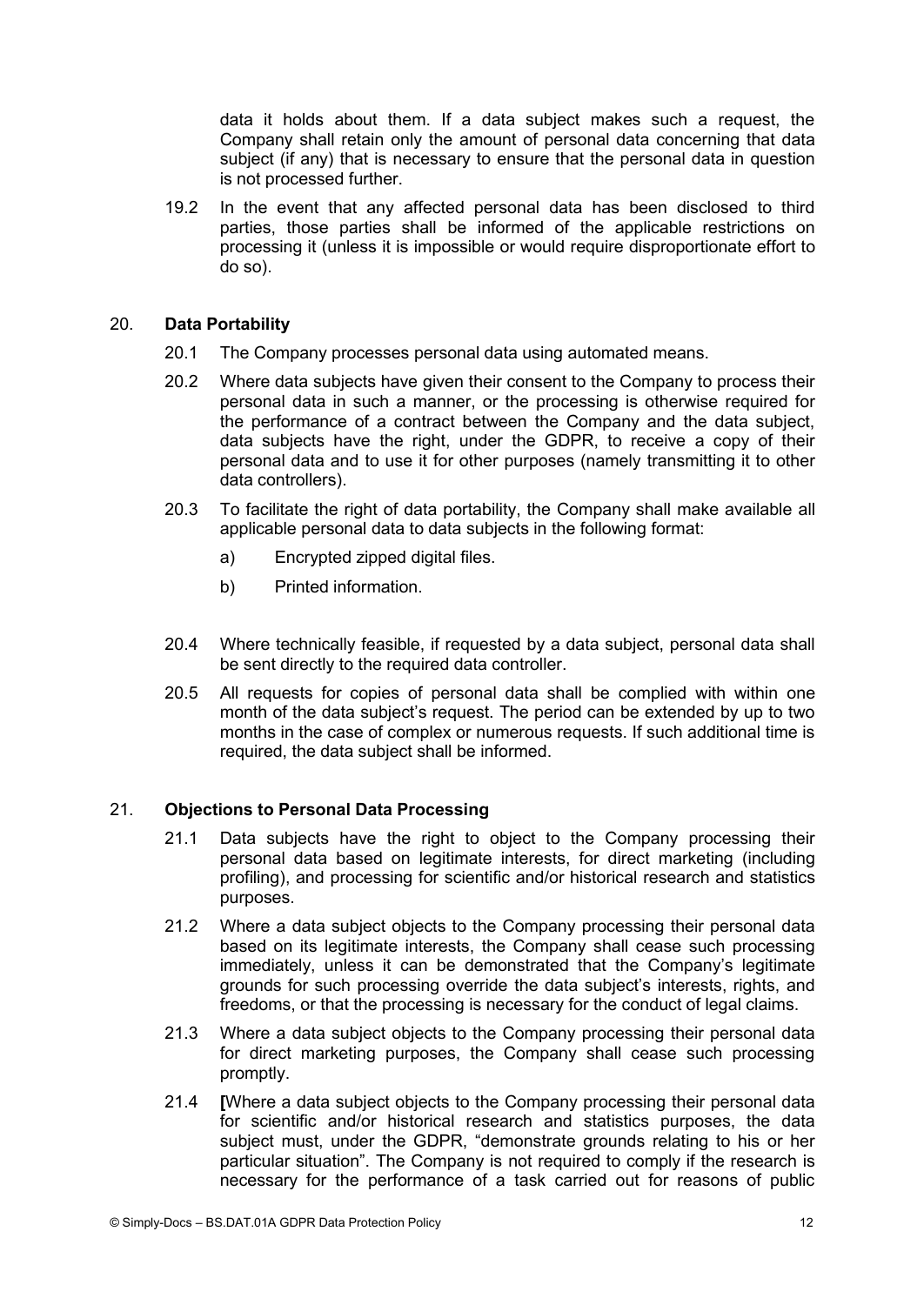data it holds about them. If a data subject makes such a request, the Company shall retain only the amount of personal data concerning that data subject (if any) that is necessary to ensure that the personal data in question is not processed further.

19.2 In the event that any affected personal data has been disclosed to third parties, those parties shall be informed of the applicable restrictions on processing it (unless it is impossible or would require disproportionate effort to do so).

## 20. Data Portability

20.1 The Company processes personal data using automated means.

20.2 Where data subjects have given their consent to the Company to process their personal data in such a manner, or the processing is otherwise required for the performance of a contract between the Company and the data subject, data subjects have the right, under the GDPR, to receive a copy of their personal data and to use it for other purposes (namely transmitting it to other data controllers).

20.3 To facilitate the right of data portability, the Company shall make available all applicable personal data to data subjects in the following format:

a) Encrypted zipped digital files.

b) Printed information.

20.4 Where technically feasible, if requested by a data subject, personal data shall be sent directly to the required data controller.

20.5 All requests for copies of personal data shall be complied with within one month of the data subject's request. The period can be extended by up to two months in the case of complex or numerous requests. If such additional time is required, the data subject shall be informed.

## 21. Objections to Personal Data Processing

21.1 Data subjects have the right to object to the Company processing their personal data based on legitimate interests, for direct marketing (including profiling), and processing for scientific and/or historical research and statistics purposes.

21.2 Where a data subject objects to the Company processing their personal data based on its legitimate interests, the Company shall cease such processing immediately, unless it can be demonstrated that the Company's legitimate grounds for such processing override the data subject's interests, rights, and freedoms, or that the processing is necessary for the conduct of legal claims.

21.3 Where a data subject objects to the Company processing their personal data for direct marketing purposes, the Company shall cease such processing promptly.

21.4 **[**Where a data subject objects to the Company processing their personal data for scientific and/or historical research and statistics purposes, the data subject must, under the GDPR, "demonstrate grounds relating to his or her particular situation". The Company is not required to comply if the research is necessary for the performance of a task carried out for reasons of public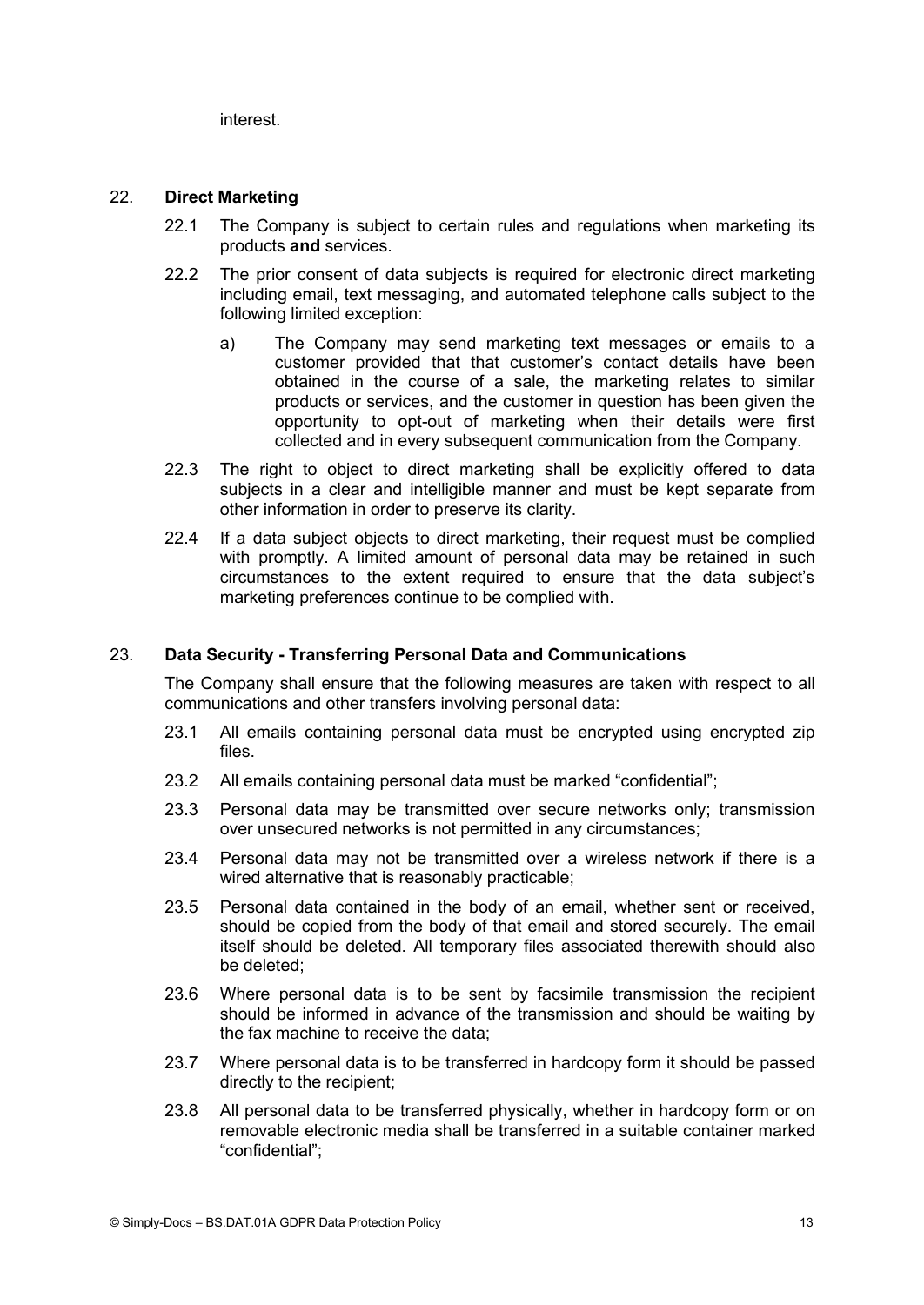interest.

## 22. Direct Marketing

22.1 The Company is subject to certain rules and regulations when marketing its products **and** services.

22.2 The prior consent of data subjects is required for electronic direct marketing including email, text messaging, and automated telephone calls subject to the following limited exception:

a) The Company may send marketing text messages or emails to a customer provided that that customer's contact details have been obtained in the course of a sale, the marketing relates to similar products or services, and the customer in question has been given the opportunity to opt-out of marketing when their details were first collected and in every subsequent communication from the Company.

22.3 The right to object to direct marketing shall be explicitly offered to data subjects in a clear and intelligible manner and must be kept separate from other information in order to preserve its clarity.

22.4 If a data subject objects to direct marketing, their request must be complied with promptly. A limited amount of personal data may be retained in such circumstances to the extent required to ensure that the data subject's marketing preferences continue to be complied with.

## 23. Data Security - Transferring Personal Data and Communications

The Company shall ensure that the following measures are taken with respect to all communications and other transfers involving personal data:

23.1 All emails containing personal data must be encrypted using encrypted zip files.

23.2 All emails containing personal data must be marked "confidential";

23.3 Personal data may be transmitted over secure networks only; transmission over unsecured networks is not permitted in any circumstances;

23.4 Personal data may not be transmitted over a wireless network if there is a wired alternative that is reasonably practicable;

23.5 Personal data contained in the body of an email, whether sent or received, should be copied from the body of that email and stored securely. The email itself should be deleted. All temporary files associated therewith should also be deleted;

23.6 Where personal data is to be sent by facsimile transmission the recipient should be informed in advance of the transmission and should be waiting by the fax machine to receive the data;

23.7 Where personal data is to be transferred in hardcopy form it should be passed directly to the recipient;

23.8 All personal data to be transferred physically, whether in hardcopy form or on removable electronic media shall be transferred in a suitable container marked "confidential";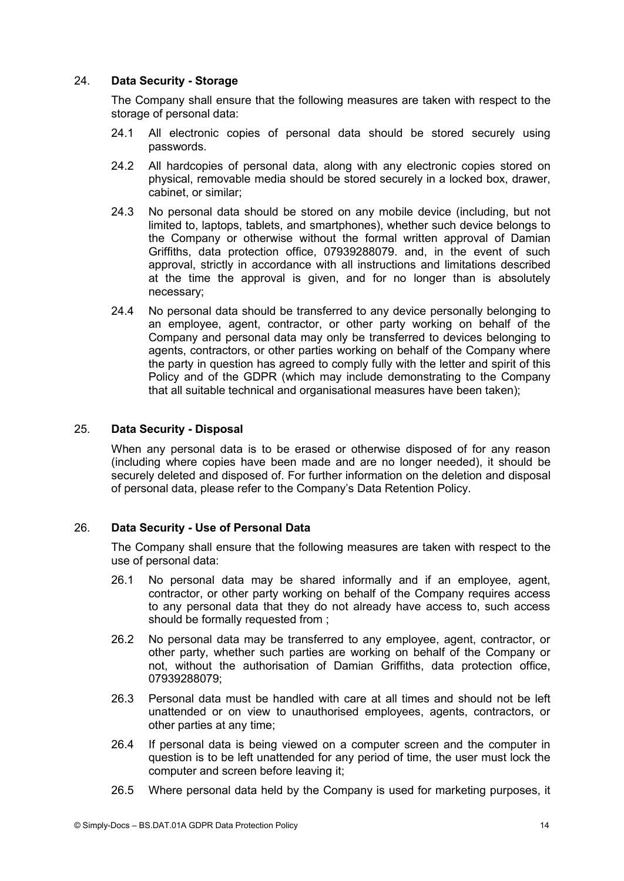## 24. **Data Security - Storage**

The Company shall ensure that the following measures are taken with respect to the storage of personal data:

24.1 All electronic copies of personal data should be stored securely using passwords.

24.2 All hardcopies of personal data, along with any electronic copies stored on physical, removable media should be stored securely in a locked box, drawer, cabinet, or similar;

24.3 No personal data should be stored on any mobile device (including, but not limited to, laptops, tablets, and smartphones), whether such device belongs to the Company or otherwise without the formal written approval of Damian Griffiths, data protection office, 07939288079. and, in the event of such approval, strictly in accordance with all instructions and limitations described at the time the approval is given, and for no longer than is absolutely necessary;

24.4 No personal data should be transferred to any device personally belonging to an employee, agent, contractor, or other party working on behalf of the Company and personal data may only be transferred to devices belonging to agents, contractors, or other parties working on behalf of the Company where the party in question has agreed to comply fully with the letter and spirit of this Policy and of the GDPR (which may include demonstrating to the Company that all suitable technical and organisational measures have been taken);

## 25. **Data Security - Disposal**

When any personal data is to be erased or otherwise disposed of for any reason (including where copies have been made and are no longer needed), it should be securely deleted and disposed of. For further information on the deletion and disposal of personal data, please refer to the Company's Data Retention Policy.

## 26. **Data Security - Use of Personal Data**

The Company shall ensure that the following measures are taken with respect to the use of personal data:

26.1 No personal data may be shared informally and if an employee, agent, contractor, or other party working on behalf of the Company requires access to any personal data that they do not already have access to, such access should be formally requested from ;

26.2 No personal data may be transferred to any employee, agent, contractor, or other party, whether such parties are working on behalf of the Company or not, without the authorisation of Damian Griffiths, data protection office, 07939288079;

26.3 Personal data must be handled with care at all times and should not be left unattended or on view to unauthorised employees, agents, contractors, or other parties at any time;

26.4 If personal data is being viewed on a computer screen and the computer in question is to be left unattended for any period of time, the user must lock the computer and screen before leaving it;

26.5 Where personal data held by the Company is used for marketing purposes, it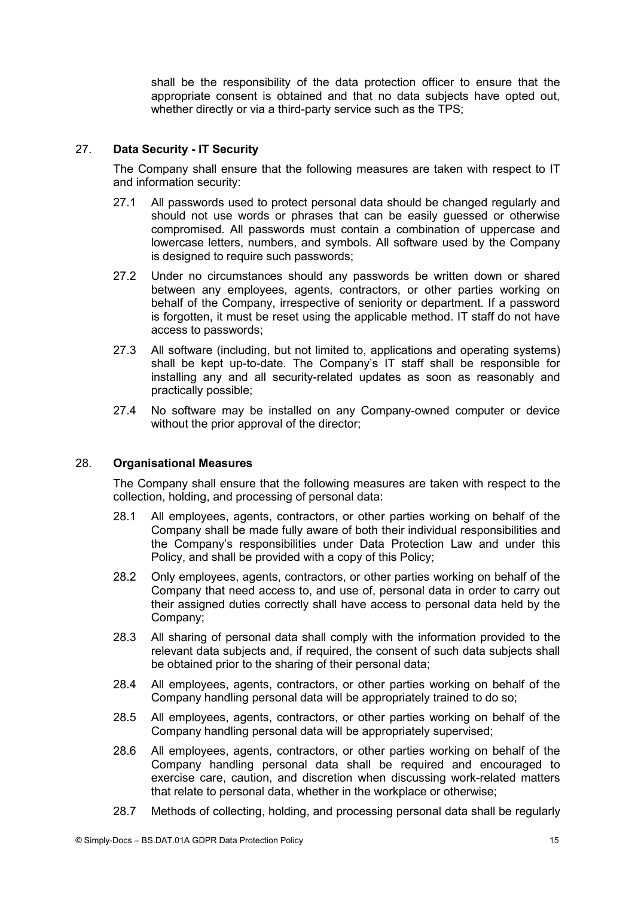shall be the responsibility of the data protection officer to ensure that the appropriate consent is obtained and that no data subjects have opted out, whether directly or via a third-party service such as the TPS;

27. **Data Security - IT Security**

The Company shall ensure that the following measures are taken with respect to IT and information security:

27.1 All passwords used to protect personal data should be changed regularly and should not use words or phrases that can be easily guessed or otherwise compromised. All passwords must contain a combination of uppercase and lowercase letters, numbers, and symbols. All software used by the Company is designed to require such passwords;

27.2 Under no circumstances should any passwords be written down or shared between any employees, agents, contractors, or other parties working on behalf of the Company, irrespective of seniority or department. If a password is forgotten, it must be reset using the applicable method. IT staff do not have access to passwords;

27.3 All software (including, but not limited to, applications and operating systems) shall be kept up-to-date. The Company's IT staff shall be responsible for installing any and all security-related updates as soon as reasonably and practically possible;

27.4 No software may be installed on any Company-owned computer or device without the prior approval of the director;

28. **Organisational Measures**

The Company shall ensure that the following measures are taken with respect to the collection, holding, and processing of personal data:

28.1 All employees, agents, contractors, or other parties working on behalf of the Company shall be made fully aware of both their individual responsibilities and the Company's responsibilities under Data Protection Law and under this Policy, and shall be provided with a copy of this Policy;

28.2 Only employees, agents, contractors, or other parties working on behalf of the Company that need access to, and use of, personal data in order to carry out their assigned duties correctly shall have access to personal data held by the Company;

28.3 All sharing of personal data shall comply with the information provided to the relevant data subjects and, if required, the consent of such data subjects shall be obtained prior to the sharing of their personal data;

28.4 All employees, agents, contractors, or other parties working on behalf of the Company handling personal data will be appropriately trained to do so;

28.5 All employees, agents, contractors, or other parties working on behalf of the Company handling personal data will be appropriately supervised;

28.6 All employees, agents, contractors, or other parties working on behalf of the Company handling personal data shall be required and encouraged to exercise care, caution, and discretion when discussing work-related matters that relate to personal data, whether in the workplace or otherwise;

28.7 Methods of collecting, holding, and processing personal data shall be regularly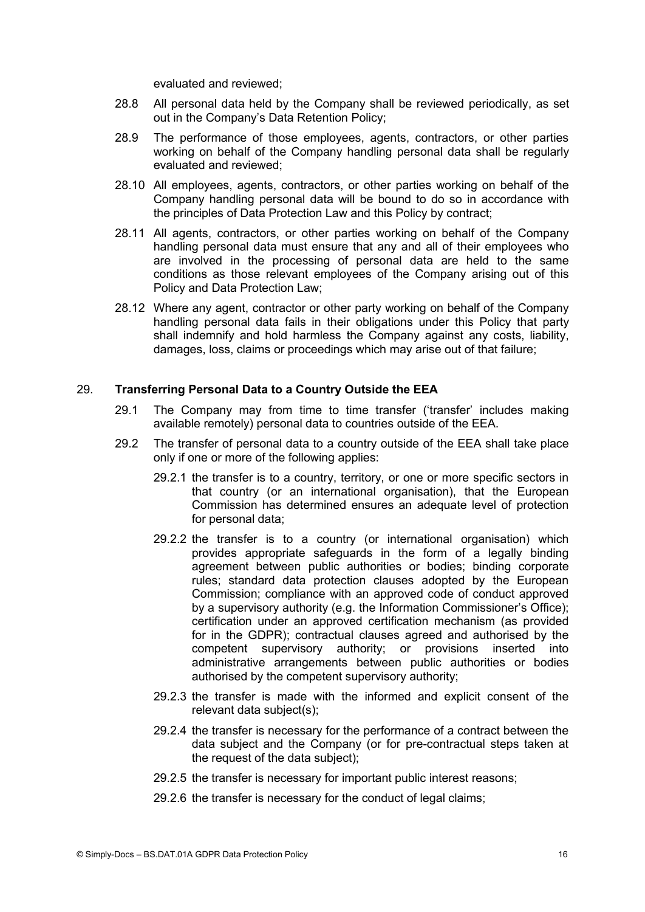evaluated and reviewed;

28.8 All personal data held by the Company shall be reviewed periodically, as set out in the Company's Data Retention Policy;

28.9 The performance of those employees, agents, contractors, or other parties working on behalf of the Company handling personal data shall be regularly evaluated and reviewed;

28.10 All employees, agents, contractors, or other parties working on behalf of the Company handling personal data will be bound to do so in accordance with the principles of Data Protection Law and this Policy by contract;

28.11 All agents, contractors, or other parties working on behalf of the Company handling personal data must ensure that any and all of their employees who are involved in the processing of personal data are held to the same conditions as those relevant employees of the Company arising out of this Policy and Data Protection Law;

28.12 Where any agent, contractor or other party working on behalf of the Company handling personal data fails in their obligations under this Policy that party shall indemnify and hold harmless the Company against any costs, liability, damages, loss, claims or proceedings which may arise out of that failure;

## 29. Transferring Personal Data to a Country Outside the EEA

29.1 The Company may from time to time transfer ('transfer' includes making available remotely) personal data to countries outside of the EEA.

29.2 The transfer of personal data to a country outside of the EEA shall take place only if one or more of the following applies:

29.2.1 the transfer is to a country, territory, or one or more specific sectors in that country (or an international organisation), that the European Commission has determined ensures an adequate level of protection for personal data;

29.2.2 the transfer is to a country (or international organisation) which provides appropriate safeguards in the form of a legally binding agreement between public authorities or bodies; binding corporate rules; standard data protection clauses adopted by the European Commission; compliance with an approved code of conduct approved by a supervisory authority (e.g. the Information Commissioner's Office); certification under an approved certification mechanism (as provided for in the GDPR); contractual clauses agreed and authorised by the competent supervisory authority; or provisions inserted into administrative arrangements between public authorities or bodies authorised by the competent supervisory authority;

29.2.3 the transfer is made with the informed and explicit consent of the relevant data subject(s);

29.2.4 the transfer is necessary for the performance of a contract between the data subject and the Company (or for pre-contractual steps taken at the request of the data subject);

29.2.5 the transfer is necessary for important public interest reasons;

29.2.6 the transfer is necessary for the conduct of legal claims;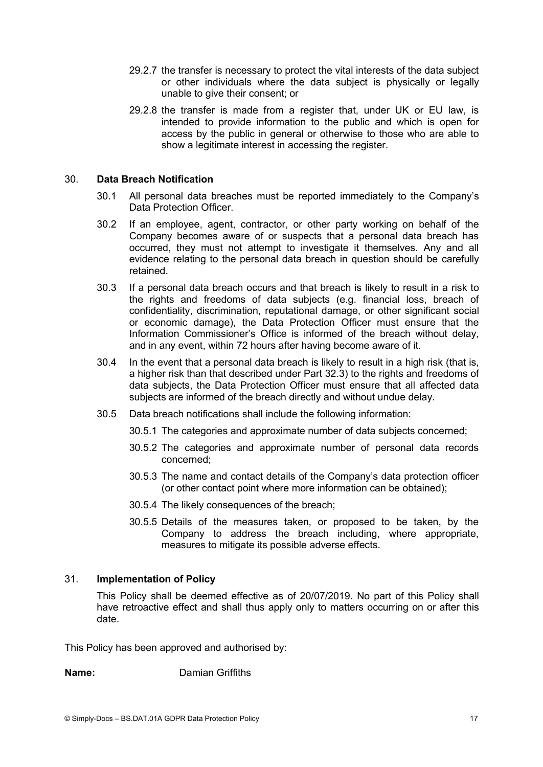29.2.7 the transfer is necessary to protect the vital interests of the data subject or other individuals where the data subject is physically or legally unable to give their consent; or

29.2.8 the transfer is made from a register that, under UK or EU law, is intended to provide information to the public and which is open for access by the public in general or otherwise to those who are able to show a legitimate interest in accessing the register.

## 30. Data Breach Notification

30.1 All personal data breaches must be reported immediately to the Company's Data Protection Officer.

30.2 If an employee, agent, contractor, or other party working on behalf of the Company becomes aware of or suspects that a personal data breach has occurred, they must not attempt to investigate it themselves. Any and all evidence relating to the personal data breach in question should be carefully retained.

30.3 If a personal data breach occurs and that breach is likely to result in a risk to the rights and freedoms of data subjects (e.g. financial loss, breach of confidentiality, discrimination, reputational damage, or other significant social or economic damage), the Data Protection Officer must ensure that the Information Commissioner's Office is informed of the breach without delay, and in any event, within 72 hours after having become aware of it.

30.4 In the event that a personal data breach is likely to result in a high risk (that is, a higher risk than that described under Part 32.3) to the rights and freedoms of data subjects, the Data Protection Officer must ensure that all affected data subjects are informed of the breach directly and without undue delay.

30.5 Data breach notifications shall include the following information:

30.5.1 The categories and approximate number of data subjects concerned;

30.5.2 The categories and approximate number of personal data records concerned;

30.5.3 The name and contact details of the Company's data protection officer (or other contact point where more information can be obtained);

30.5.4 The likely consequences of the breach;

30.5.5 Details of the measures taken, or proposed to be taken, by the Company to address the breach including, where appropriate, measures to mitigate its possible adverse effects.

## 31. Implementation of Policy

This Policy shall be deemed effective as of 20/07/2019. No part of this Policy shall have retroactive effect and shall thus apply only to matters occurring on or after this date.

This Policy has been approved and authorised by:

**Name:** Damian Griffiths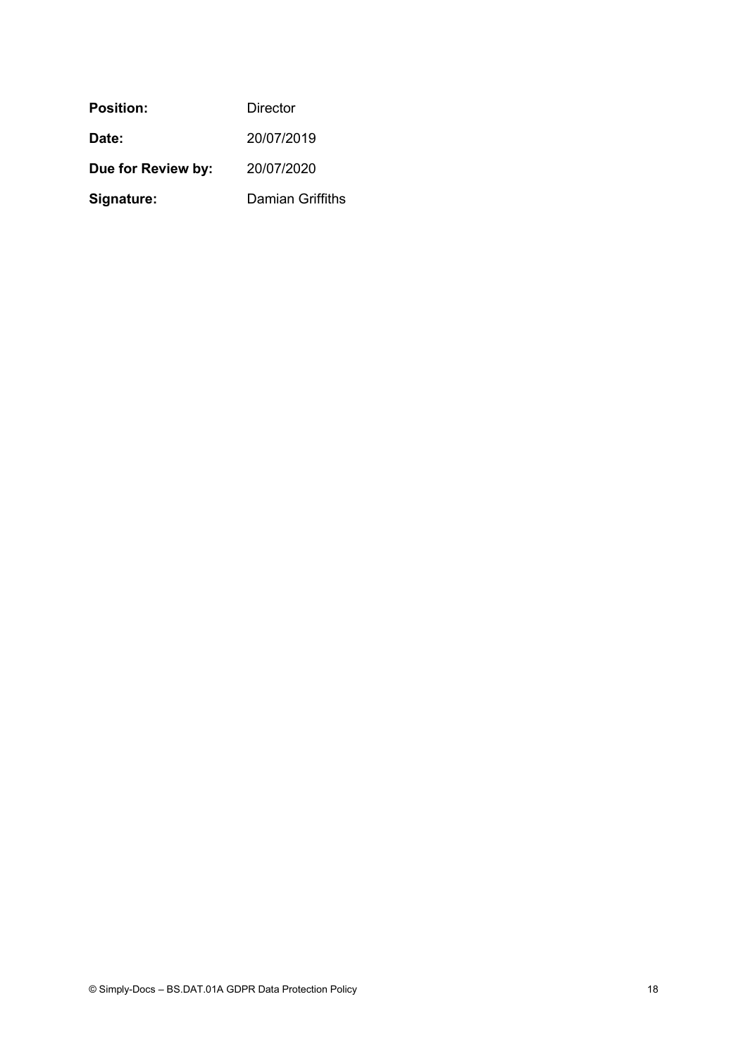| | |
|---|---|
| **Position:** | Director |
| **Date:** | 20/07/2019 |
| **Due for Review by:** | 20/07/2020 |
| **Signature:** | Damian Griffiths |